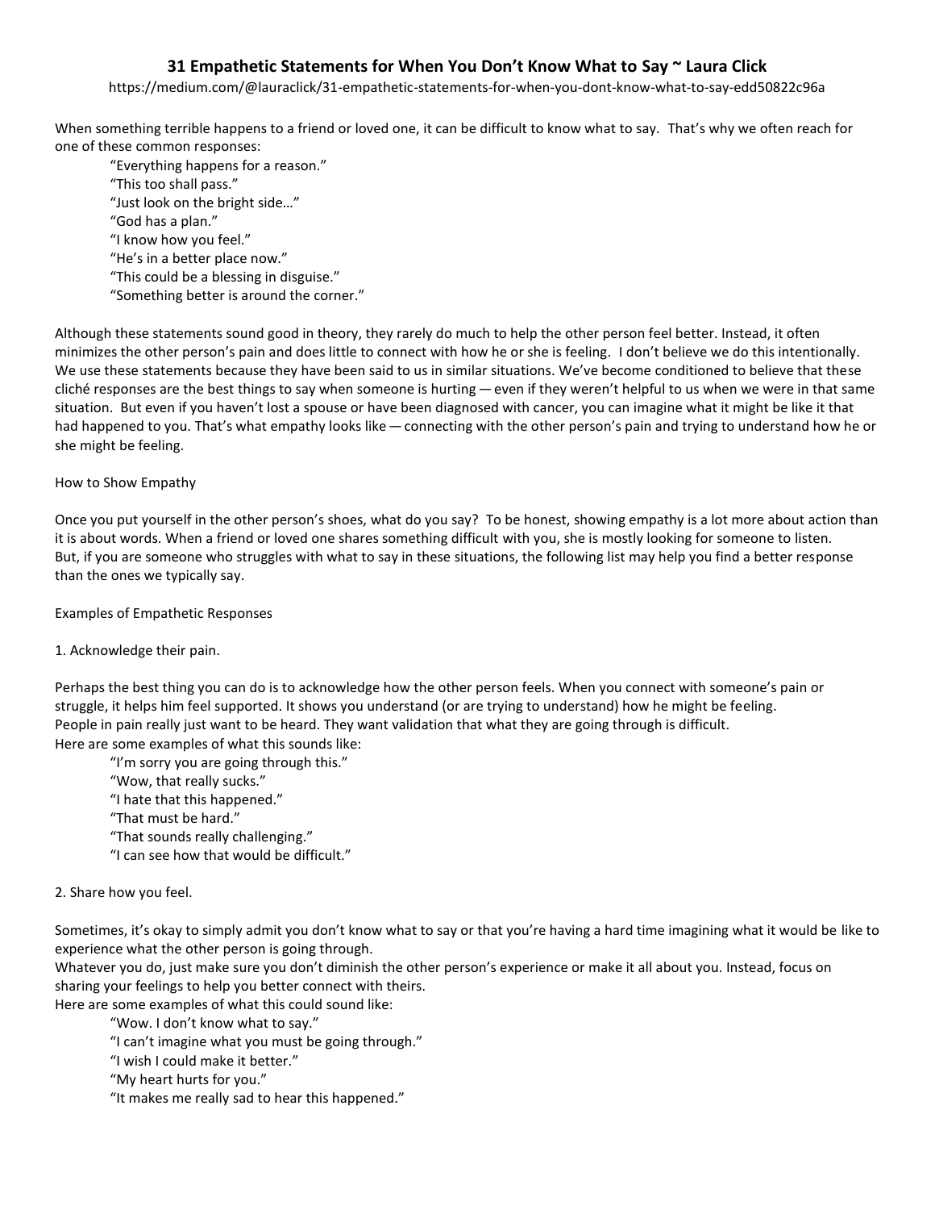# 31 Empathetic Statements for When You Don't Know What to Say ~ Laura Click

https://medium.com/@lauraclick/31-empathetic-statements-for-when-you-dont-know-what-to-say-edd50822c96a

When something terrible happens to a friend or loved one, it can be difficult to know what to say. That's why we often reach for one of these common responses:

> "Everything happens for a reason."
> "This too shall pass."
> "Just look on the bright side…"
> "God has a plan."
> "I know how you feel."
> "He's in a better place now."
> "This could be a blessing in disguise."
> "Something better is around the corner."

Although these statements sound good in theory, they rarely do much to help the other person feel better. Instead, it often minimizes the other person's pain and does little to connect with how he or she is feeling. I don't believe we do this intentionally. We use these statements because they have been said to us in similar situations. We've become conditioned to believe that these cliché responses are the best things to say when someone is hurting — even if they weren't helpful to us when we were in that same situation. But even if you haven't lost a spouse or have been diagnosed with cancer, you can imagine what it might be like it that had happened to you. That's what empathy looks like — connecting with the other person's pain and trying to understand how he or she might be feeling.

## How to Show Empathy

Once you put yourself in the other person's shoes, what do you say? To be honest, showing empathy is a lot more about action than it is about words. When a friend or loved one shares something difficult with you, she is mostly looking for someone to listen.
But, if you are someone who struggles with what to say in these situations, the following list may help you find a better response than the ones we typically say.

## Examples of Empathetic Responses

### 1. Acknowledge their pain.

Perhaps the best thing you can do is to acknowledge how the other person feels. When you connect with someone's pain or struggle, it helps him feel supported. It shows you understand (or are trying to understand) how he might be feeling.
People in pain really just want to be heard. They want validation that what they are going through is difficult.
Here are some examples of what this sounds like:

> "I'm sorry you are going through this."
> "Wow, that really sucks."
> "I hate that this happened."
> "That must be hard."
> "That sounds really challenging."
> "I can see how that would be difficult."

### 2. Share how you feel.

Sometimes, it's okay to simply admit you don't know what to say or that you're having a hard time imagining what it would be like to experience what the other person is going through.
Whatever you do, just make sure you don't diminish the other person's experience or make it all about you. Instead, focus on sharing your feelings to help you better connect with theirs.
Here are some examples of what this could sound like:

> "Wow. I don't know what to say."
> "I can't imagine what you must be going through."
> "I wish I could make it better."
> "My heart hurts for you."
> "It makes me really sad to hear this happened."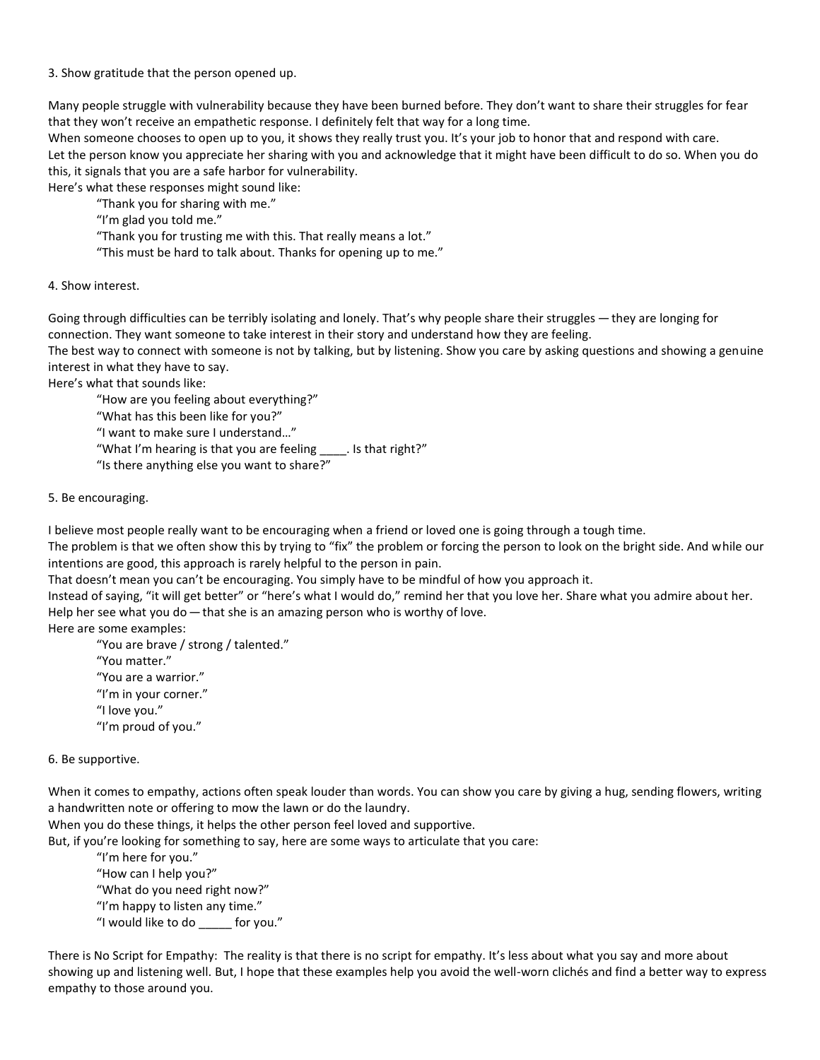3. Show gratitude that the person opened up.

Many people struggle with vulnerability because they have been burned before. They don't want to share their struggles for fear that they won't receive an empathetic response. I definitely felt that way for a long time.
When someone chooses to open up to you, it shows they really trust you. It's your job to honor that and respond with care.
Let the person know you appreciate her sharing with you and acknowledge that it might have been difficult to do so. When you do this, it signals that you are a safe harbor for vulnerability.
Here's what these responses might sound like:

> "Thank you for sharing with me."
> "I'm glad you told me."
> "Thank you for trusting me with this. That really means a lot."
> "This must be hard to talk about. Thanks for opening up to me."

4. Show interest.

Going through difficulties can be terribly isolating and lonely. That's why people share their struggles — they are longing for connection. They want someone to take interest in their story and understand how they are feeling.
The best way to connect with someone is not by talking, but by listening. Show you care by asking questions and showing a genuine interest in what they have to say.
Here's what that sounds like:

> "How are you feeling about everything?"
> "What has this been like for you?"
> "I want to make sure I understand…"
> "What I'm hearing is that you are feeling ____. Is that right?"
> "Is there anything else you want to share?"

5. Be encouraging.

I believe most people really want to be encouraging when a friend or loved one is going through a tough time.
The problem is that we often show this by trying to "fix" the problem or forcing the person to look on the bright side. And while our intentions are good, this approach is rarely helpful to the person in pain.
That doesn't mean you can't be encouraging. You simply have to be mindful of how you approach it.
Instead of saying, "it will get better" or "here's what I would do," remind her that you love her. Share what you admire about her. Help her see what you do — that she is an amazing person who is worthy of love.
Here are some examples:

> "You are brave / strong / talented."
> "You matter."
> "You are a warrior."
> "I'm in your corner."
> "I love you."
> "I'm proud of you."

6. Be supportive.

When it comes to empathy, actions often speak louder than words. You can show you care by giving a hug, sending flowers, writing a handwritten note or offering to mow the lawn or do the laundry.
When you do these things, it helps the other person feel loved and supportive.
But, if you're looking for something to say, here are some ways to articulate that you care:

> "I'm here for you."
> "How can I help you?"
> "What do you need right now?"
> "I'm happy to listen any time."
> "I would like to do _____ for you."

There is No Script for Empathy: The reality is that there is no script for empathy. It's less about what you say and more about showing up and listening well. But, I hope that these examples help you avoid the well-worn clichés and find a better way to express empathy to those around you.